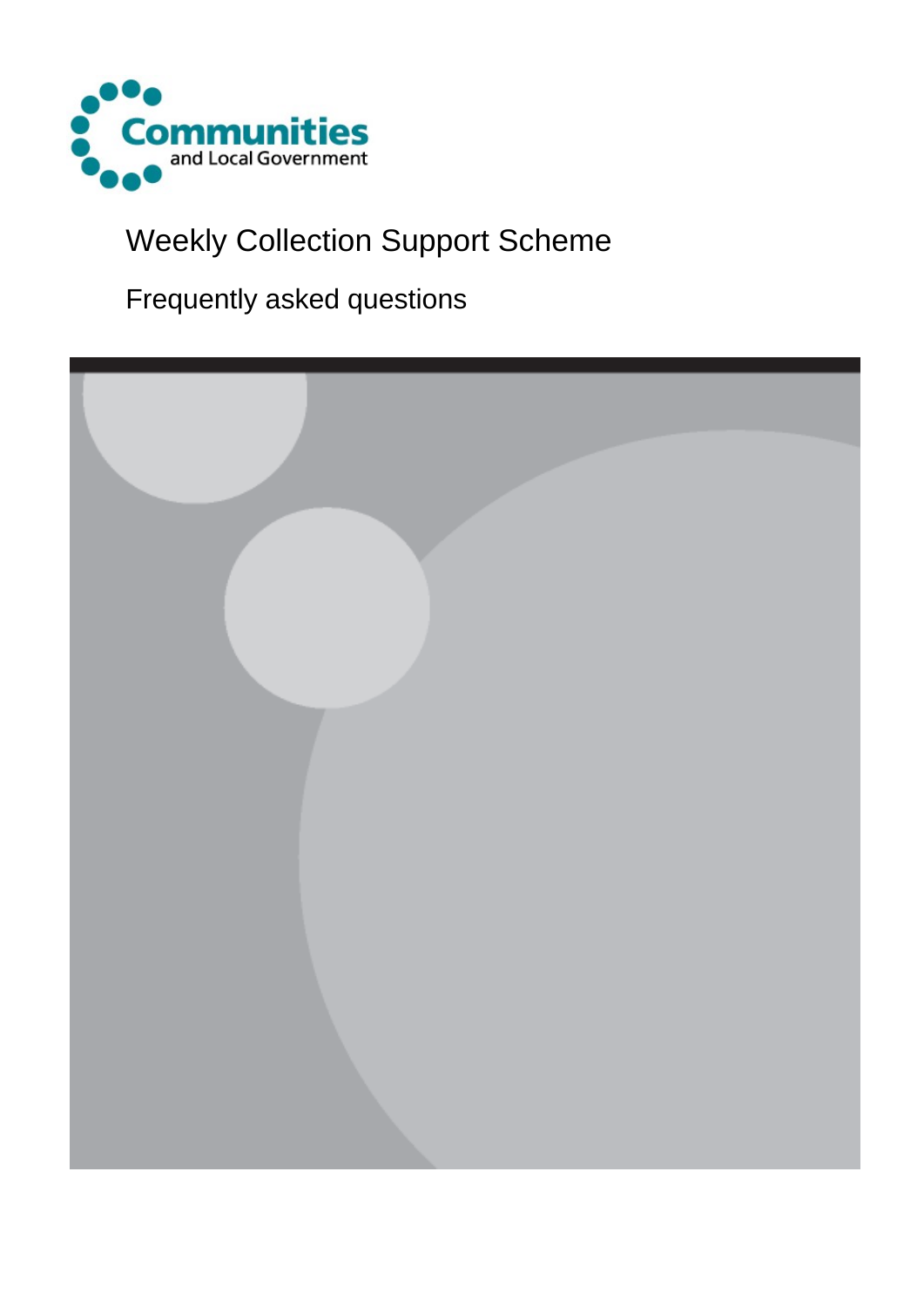Communities and Local Government

# Weekly Collection Support Scheme

## Frequently asked questions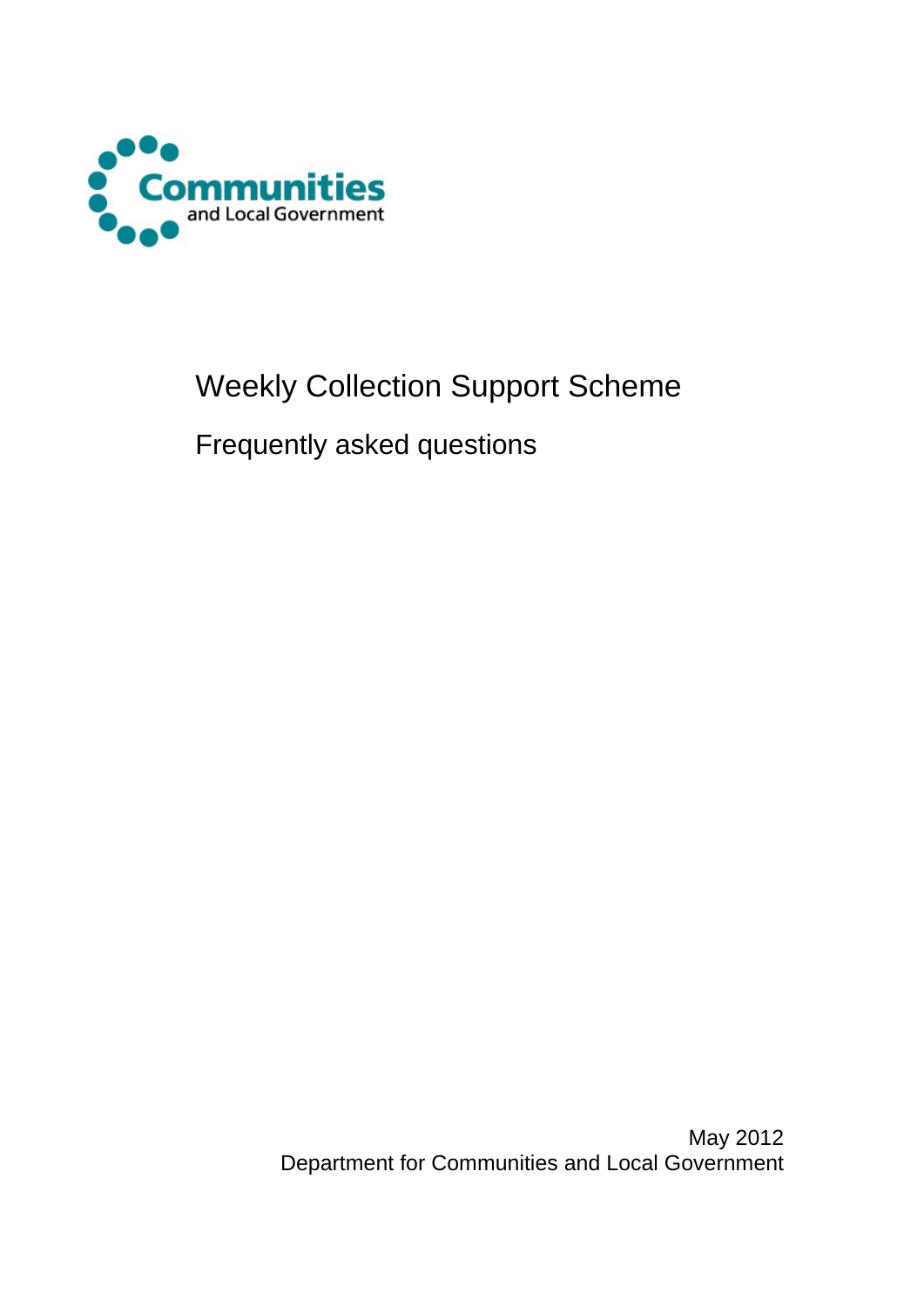Communities and Local Government

# Weekly Collection Support Scheme

## Frequently asked questions

May 2012
Department for Communities and Local Government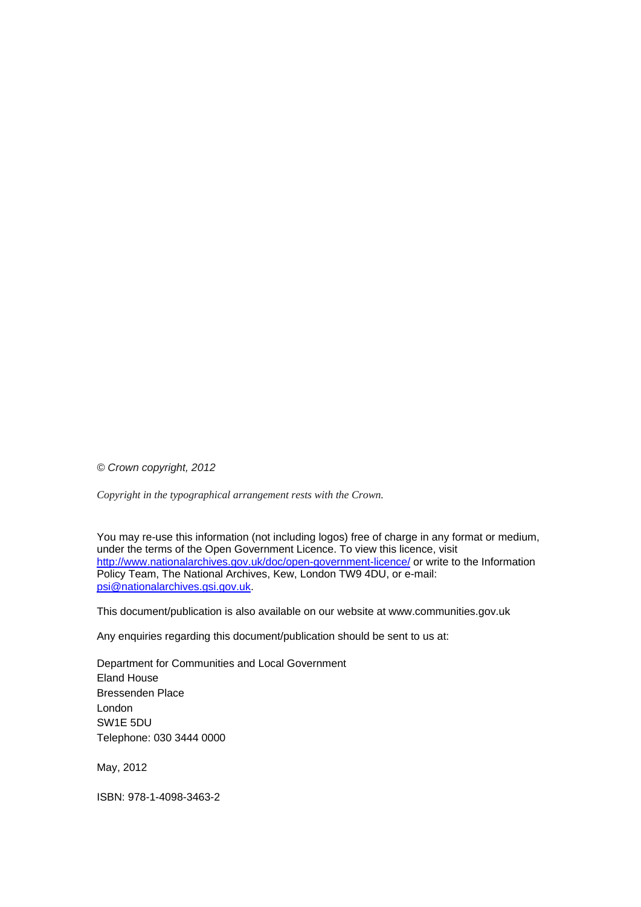*© Crown copyright, 2012*

*Copyright in the typographical arrangement rests with the Crown.*

You may re-use this information (not including logos) free of charge in any format or medium, under the terms of the Open Government Licence. To view this licence, visit http://www.nationalarchives.gov.uk/doc/open-government-licence/ or write to the Information Policy Team, The National Archives, Kew, London TW9 4DU, or e-mail: psi@nationalarchives.gsi.gov.uk.

This document/publication is also available on our website at www.communities.gov.uk

Any enquiries regarding this document/publication should be sent to us at:

Department for Communities and Local Government
Eland House
Bressenden Place
London
SW1E 5DU
Telephone: 030 3444 0000

May, 2012

ISBN: 978-1-4098-3463-2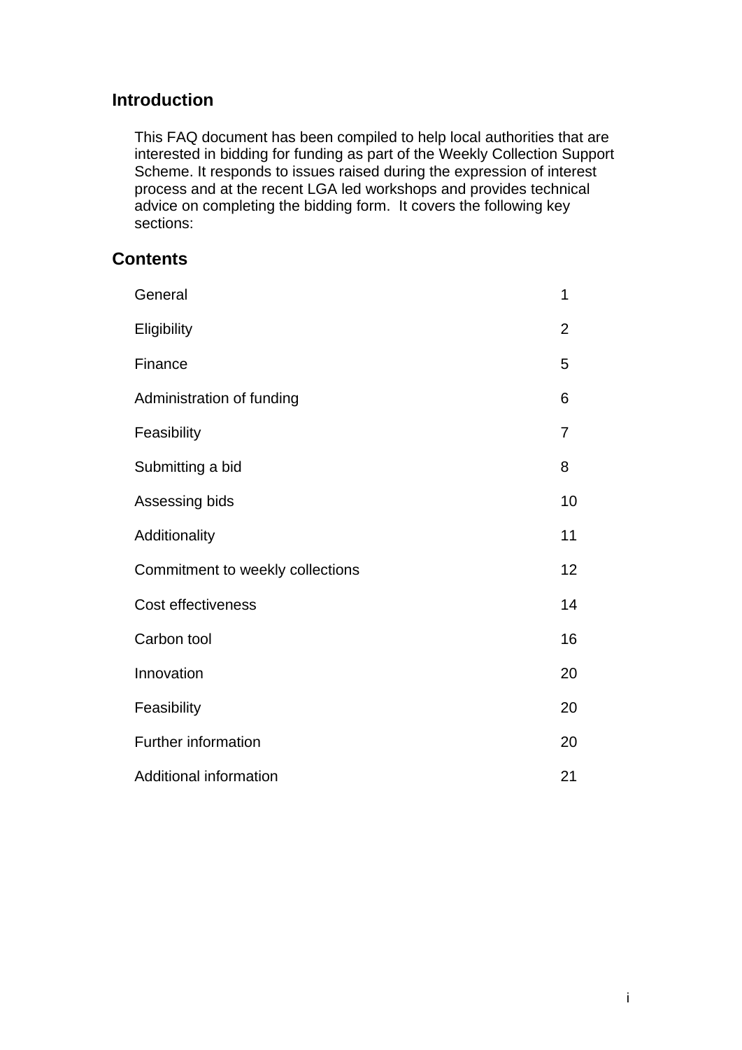## Introduction

This FAQ document has been compiled to help local authorities that are interested in bidding for funding as part of the Weekly Collection Support Scheme. It responds to issues raised during the expression of interest process and at the recent LGA led workshops and provides technical advice on completing the bidding form. It covers the following key sections:

## Contents

| | |
|---|---|
| General | 1 |
| Eligibility | 2 |
| Finance | 5 |
| Administration of funding | 6 |
| Feasibility | 7 |
| Submitting a bid | 8 |
| Assessing bids | 10 |
| Additionality | 11 |
| Commitment to weekly collections | 12 |
| Cost effectiveness | 14 |
| Carbon tool | 16 |
| Innovation | 20 |
| Feasibility | 20 |
| Further information | 20 |
| Additional information | 21 |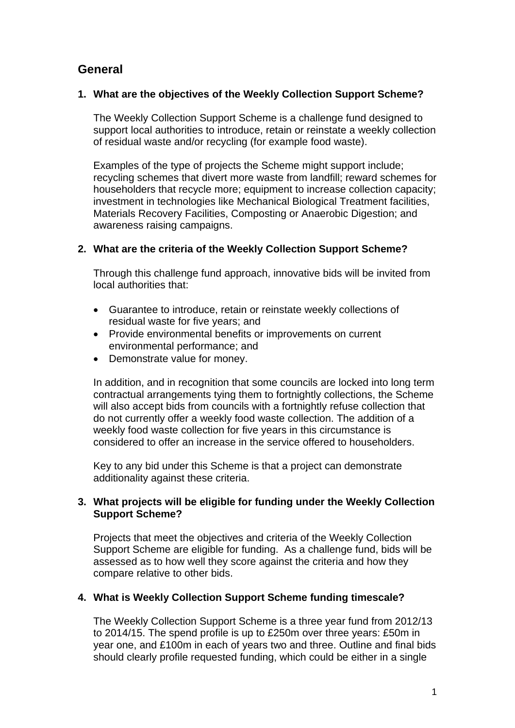## General

### 1. What are the objectives of the Weekly Collection Support Scheme?

The Weekly Collection Support Scheme is a challenge fund designed to support local authorities to introduce, retain or reinstate a weekly collection of residual waste and/or recycling (for example food waste).

Examples of the type of projects the Scheme might support include; recycling schemes that divert more waste from landfill; reward schemes for householders that recycle more; equipment to increase collection capacity; investment in technologies like Mechanical Biological Treatment facilities, Materials Recovery Facilities, Composting or Anaerobic Digestion; and awareness raising campaigns.

### 2. What are the criteria of the Weekly Collection Support Scheme?

Through this challenge fund approach, innovative bids will be invited from local authorities that:

- Guarantee to introduce, retain or reinstate weekly collections of residual waste for five years; and
- Provide environmental benefits or improvements on current environmental performance; and
- Demonstrate value for money.

In addition, and in recognition that some councils are locked into long term contractual arrangements tying them to fortnightly collections, the Scheme will also accept bids from councils with a fortnightly refuse collection that do not currently offer a weekly food waste collection. The addition of a weekly food waste collection for five years in this circumstance is considered to offer an increase in the service offered to householders.

Key to any bid under this Scheme is that a project can demonstrate additionality against these criteria.

### 3. What projects will be eligible for funding under the Weekly Collection Support Scheme?

Projects that meet the objectives and criteria of the Weekly Collection Support Scheme are eligible for funding. As a challenge fund, bids will be assessed as to how well they score against the criteria and how they compare relative to other bids.

### 4. What is Weekly Collection Support Scheme funding timescale?

The Weekly Collection Support Scheme is a three year fund from 2012/13 to 2014/15. The spend profile is up to £250m over three years: £50m in year one, and £100m in each of years two and three. Outline and final bids should clearly profile requested funding, which could be either in a single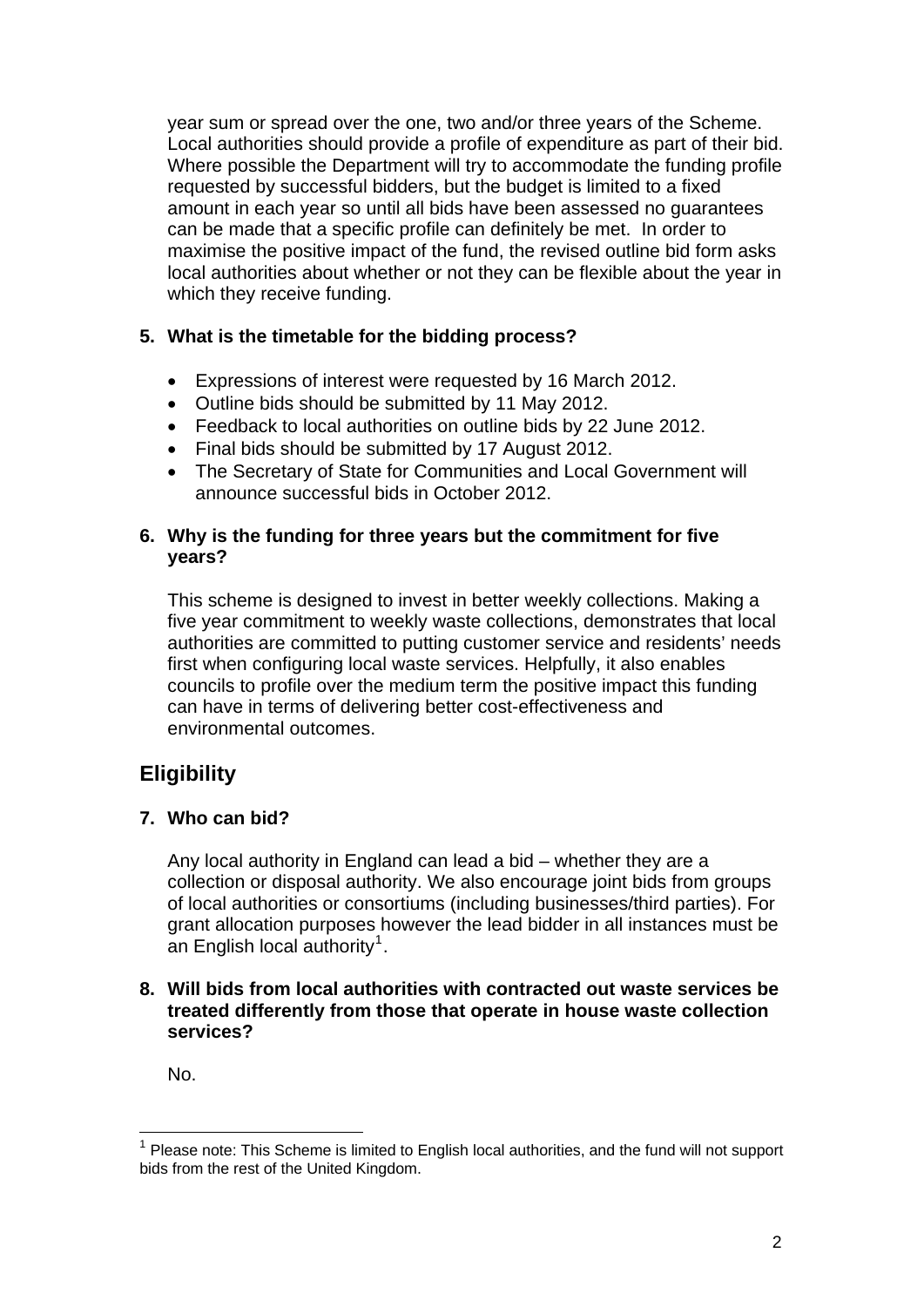year sum or spread over the one, two and/or three years of the Scheme. Local authorities should provide a profile of expenditure as part of their bid. Where possible the Department will try to accommodate the funding profile requested by successful bidders, but the budget is limited to a fixed amount in each year so until all bids have been assessed no guarantees can be made that a specific profile can definitely be met. In order to maximise the positive impact of the fund, the revised outline bid form asks local authorities about whether or not they can be flexible about the year in which they receive funding.

**5. What is the timetable for the bidding process?**

- Expressions of interest were requested by 16 March 2012.
- Outline bids should be submitted by 11 May 2012.
- Feedback to local authorities on outline bids by 22 June 2012.
- Final bids should be submitted by 17 August 2012.
- The Secretary of State for Communities and Local Government will announce successful bids in October 2012.

**6. Why is the funding for three years but the commitment for five years?**

This scheme is designed to invest in better weekly collections. Making a five year commitment to weekly waste collections, demonstrates that local authorities are committed to putting customer service and residents' needs first when configuring local waste services. Helpfully, it also enables councils to profile over the medium term the positive impact this funding can have in terms of delivering better cost-effectiveness and environmental outcomes.

## Eligibility

**7. Who can bid?**

Any local authority in England can lead a bid – whether they are a collection or disposal authority. We also encourage joint bids from groups of local authorities or consortiums (including businesses/third parties). For grant allocation purposes however the lead bidder in all instances must be an English local authority[1].

**8. Will bids from local authorities with contracted out waste services be treated differently from those that operate in house waste collection services?**

No.

[1] Please note: This Scheme is limited to English local authorities, and the fund will not support bids from the rest of the United Kingdom.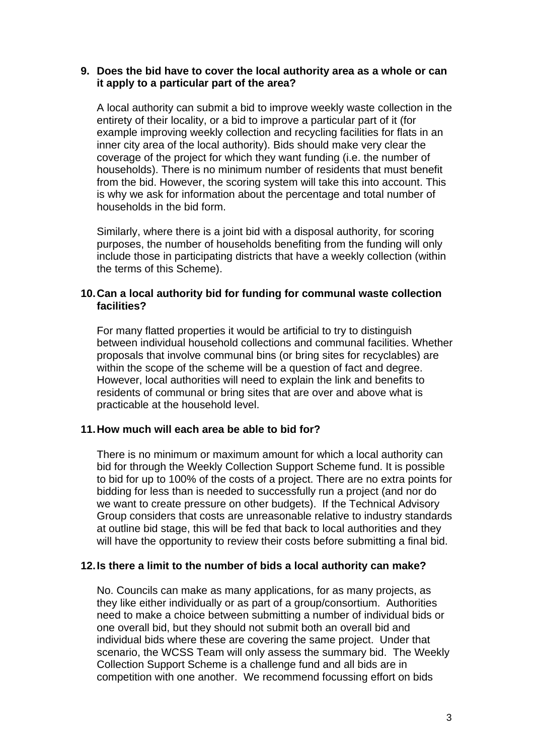**9. Does the bid have to cover the local authority area as a whole or can it apply to a particular part of the area?**

A local authority can submit a bid to improve weekly waste collection in the entirety of their locality, or a bid to improve a particular part of it (for example improving weekly collection and recycling facilities for flats in an inner city area of the local authority). Bids should make very clear the coverage of the project for which they want funding (i.e. the number of households). There is no minimum number of residents that must benefit from the bid. However, the scoring system will take this into account. This is why we ask for information about the percentage and total number of households in the bid form.

Similarly, where there is a joint bid with a disposal authority, for scoring purposes, the number of households benefiting from the funding will only include those in participating districts that have a weekly collection (within the terms of this Scheme).

**10. Can a local authority bid for funding for communal waste collection facilities?**

For many flatted properties it would be artificial to try to distinguish between individual household collections and communal facilities. Whether proposals that involve communal bins (or bring sites for recyclables) are within the scope of the scheme will be a question of fact and degree. However, local authorities will need to explain the link and benefits to residents of communal or bring sites that are over and above what is practicable at the household level.

**11. How much will each area be able to bid for?**

There is no minimum or maximum amount for which a local authority can bid for through the Weekly Collection Support Scheme fund. It is possible to bid for up to 100% of the costs of a project. There are no extra points for bidding for less than is needed to successfully run a project (and nor do we want to create pressure on other budgets). If the Technical Advisory Group considers that costs are unreasonable relative to industry standards at outline bid stage, this will be fed that back to local authorities and they will have the opportunity to review their costs before submitting a final bid.

**12. Is there a limit to the number of bids a local authority can make?**

No. Councils can make as many applications, for as many projects, as they like either individually or as part of a group/consortium. Authorities need to make a choice between submitting a number of individual bids or one overall bid, but they should not submit both an overall bid and individual bids where these are covering the same project. Under that scenario, the WCSS Team will only assess the summary bid. The Weekly Collection Support Scheme is a challenge fund and all bids are in competition with one another. We recommend focussing effort on bids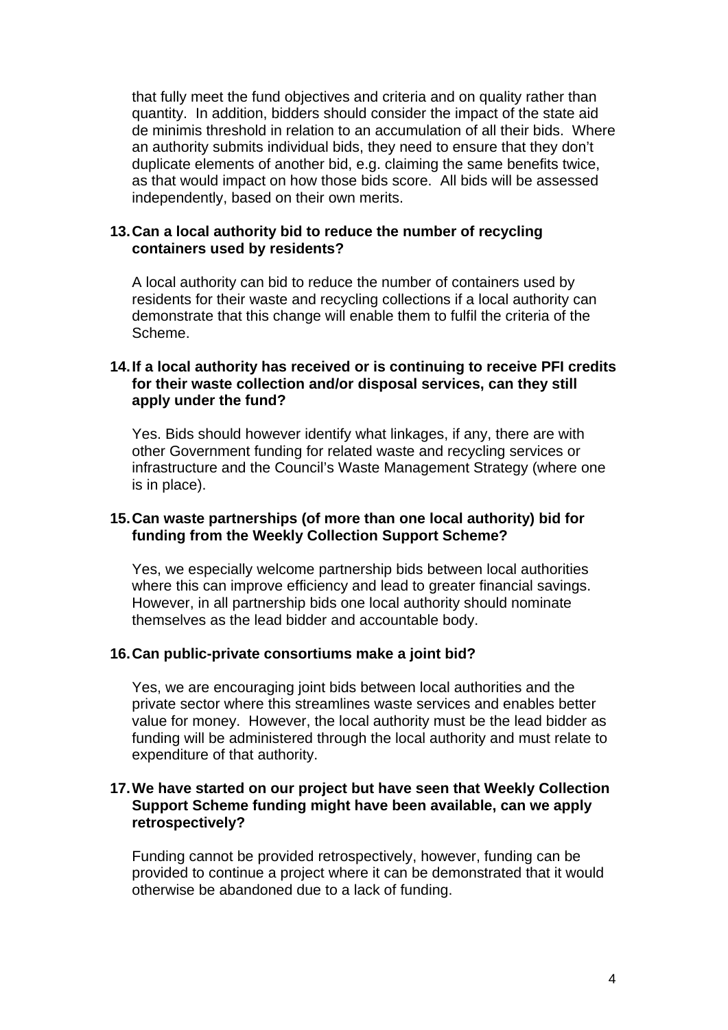that fully meet the fund objectives and criteria and on quality rather than quantity. In addition, bidders should consider the impact of the state aid de minimis threshold in relation to an accumulation of all their bids. Where an authority submits individual bids, they need to ensure that they don't duplicate elements of another bid, e.g. claiming the same benefits twice, as that would impact on how those bids score. All bids will be assessed independently, based on their own merits.

**13. Can a local authority bid to reduce the number of recycling containers used by residents?**

A local authority can bid to reduce the number of containers used by residents for their waste and recycling collections if a local authority can demonstrate that this change will enable them to fulfil the criteria of the Scheme.

**14. If a local authority has received or is continuing to receive PFI credits for their waste collection and/or disposal services, can they still apply under the fund?**

Yes. Bids should however identify what linkages, if any, there are with other Government funding for related waste and recycling services or infrastructure and the Council's Waste Management Strategy (where one is in place).

**15. Can waste partnerships (of more than one local authority) bid for funding from the Weekly Collection Support Scheme?**

Yes, we especially welcome partnership bids between local authorities where this can improve efficiency and lead to greater financial savings. However, in all partnership bids one local authority should nominate themselves as the lead bidder and accountable body.

**16. Can public-private consortiums make a joint bid?**

Yes, we are encouraging joint bids between local authorities and the private sector where this streamlines waste services and enables better value for money. However, the local authority must be the lead bidder as funding will be administered through the local authority and must relate to expenditure of that authority.

**17. We have started on our project but have seen that Weekly Collection Support Scheme funding might have been available, can we apply retrospectively?**

Funding cannot be provided retrospectively, however, funding can be provided to continue a project where it can be demonstrated that it would otherwise be abandoned due to a lack of funding.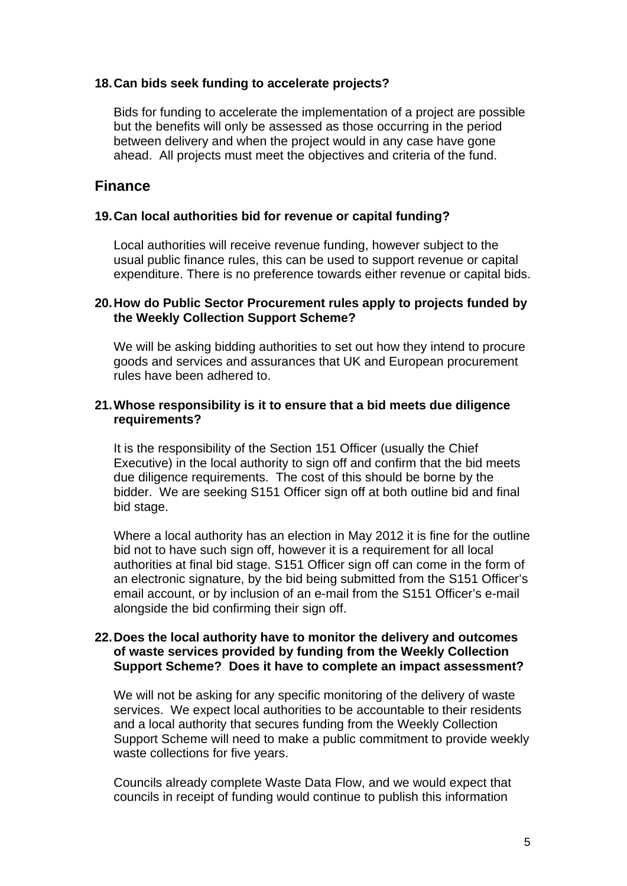**18. Can bids seek funding to accelerate projects?**

Bids for funding to accelerate the implementation of a project are possible but the benefits will only be assessed as those occurring in the period between delivery and when the project would in any case have gone ahead. All projects must meet the objectives and criteria of the fund.

## Finance

**19. Can local authorities bid for revenue or capital funding?**

Local authorities will receive revenue funding, however subject to the usual public finance rules, this can be used to support revenue or capital expenditure. There is no preference towards either revenue or capital bids.

**20. How do Public Sector Procurement rules apply to projects funded by the Weekly Collection Support Scheme?**

We will be asking bidding authorities to set out how they intend to procure goods and services and assurances that UK and European procurement rules have been adhered to.

**21. Whose responsibility is it to ensure that a bid meets due diligence requirements?**

It is the responsibility of the Section 151 Officer (usually the Chief Executive) in the local authority to sign off and confirm that the bid meets due diligence requirements. The cost of this should be borne by the bidder. We are seeking S151 Officer sign off at both outline bid and final bid stage.

Where a local authority has an election in May 2012 it is fine for the outline bid not to have such sign off, however it is a requirement for all local authorities at final bid stage. S151 Officer sign off can come in the form of an electronic signature, by the bid being submitted from the S151 Officer's email account, or by inclusion of an e-mail from the S151 Officer's e-mail alongside the bid confirming their sign off.

**22. Does the local authority have to monitor the delivery and outcomes of waste services provided by funding from the Weekly Collection Support Scheme? Does it have to complete an impact assessment?**

We will not be asking for any specific monitoring of the delivery of waste services. We expect local authorities to be accountable to their residents and a local authority that secures funding from the Weekly Collection Support Scheme will need to make a public commitment to provide weekly waste collections for five years.

Councils already complete Waste Data Flow, and we would expect that councils in receipt of funding would continue to publish this information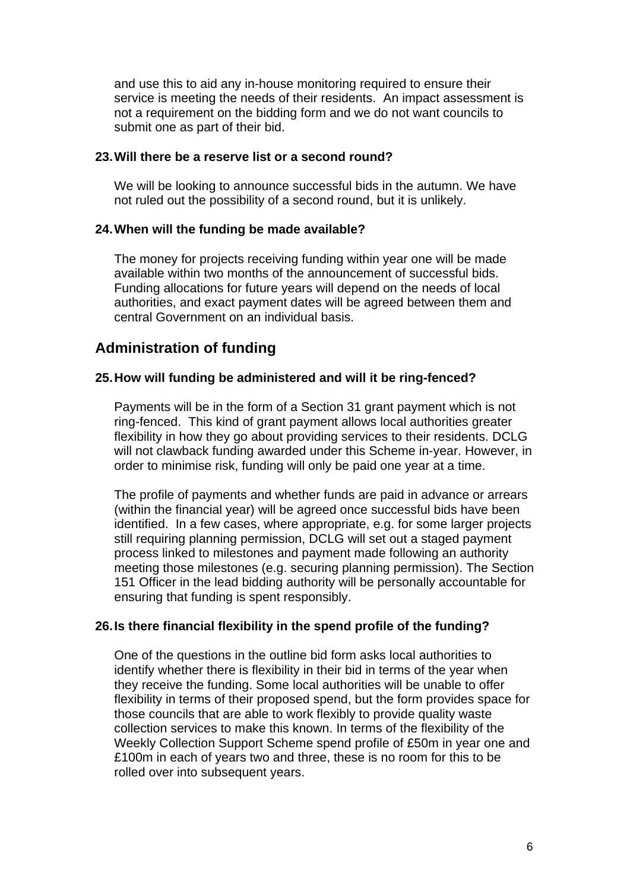and use this to aid any in-house monitoring required to ensure their service is meeting the needs of their residents.  An impact assessment is not a requirement on the bidding form and we do not want councils to submit one as part of their bid.

**23. Will there be a reserve list or a second round?**

We will be looking to announce successful bids in the autumn. We have not ruled out the possibility of a second round, but it is unlikely.

**24. When will the funding be made available?**

The money for projects receiving funding within year one will be made available within two months of the announcement of successful bids. Funding allocations for future years will depend on the needs of local authorities, and exact payment dates will be agreed between them and central Government on an individual basis.

## Administration of funding

**25. How will funding be administered and will it be ring-fenced?**

Payments will be in the form of a Section 31 grant payment which is not ring-fenced.  This kind of grant payment allows local authorities greater flexibility in how they go about providing services to their residents. DCLG will not clawback funding awarded under this Scheme in-year. However, in order to minimise risk, funding will only be paid one year at a time.

The profile of payments and whether funds are paid in advance or arrears (within the financial year) will be agreed once successful bids have been identified.  In a few cases, where appropriate, e.g. for some larger projects still requiring planning permission, DCLG will set out a staged payment process linked to milestones and payment made following an authority meeting those milestones (e.g. securing planning permission). The Section 151 Officer in the lead bidding authority will be personally accountable for ensuring that funding is spent responsibly.

**26. Is there financial flexibility in the spend profile of the funding?**

One of the questions in the outline bid form asks local authorities to identify whether there is flexibility in their bid in terms of the year when they receive the funding. Some local authorities will be unable to offer flexibility in terms of their proposed spend, but the form provides space for those councils that are able to work flexibly to provide quality waste collection services to make this known. In terms of the flexibility of the Weekly Collection Support Scheme spend profile of £50m in year one and £100m in each of years two and three, these is no room for this to be rolled over into subsequent years.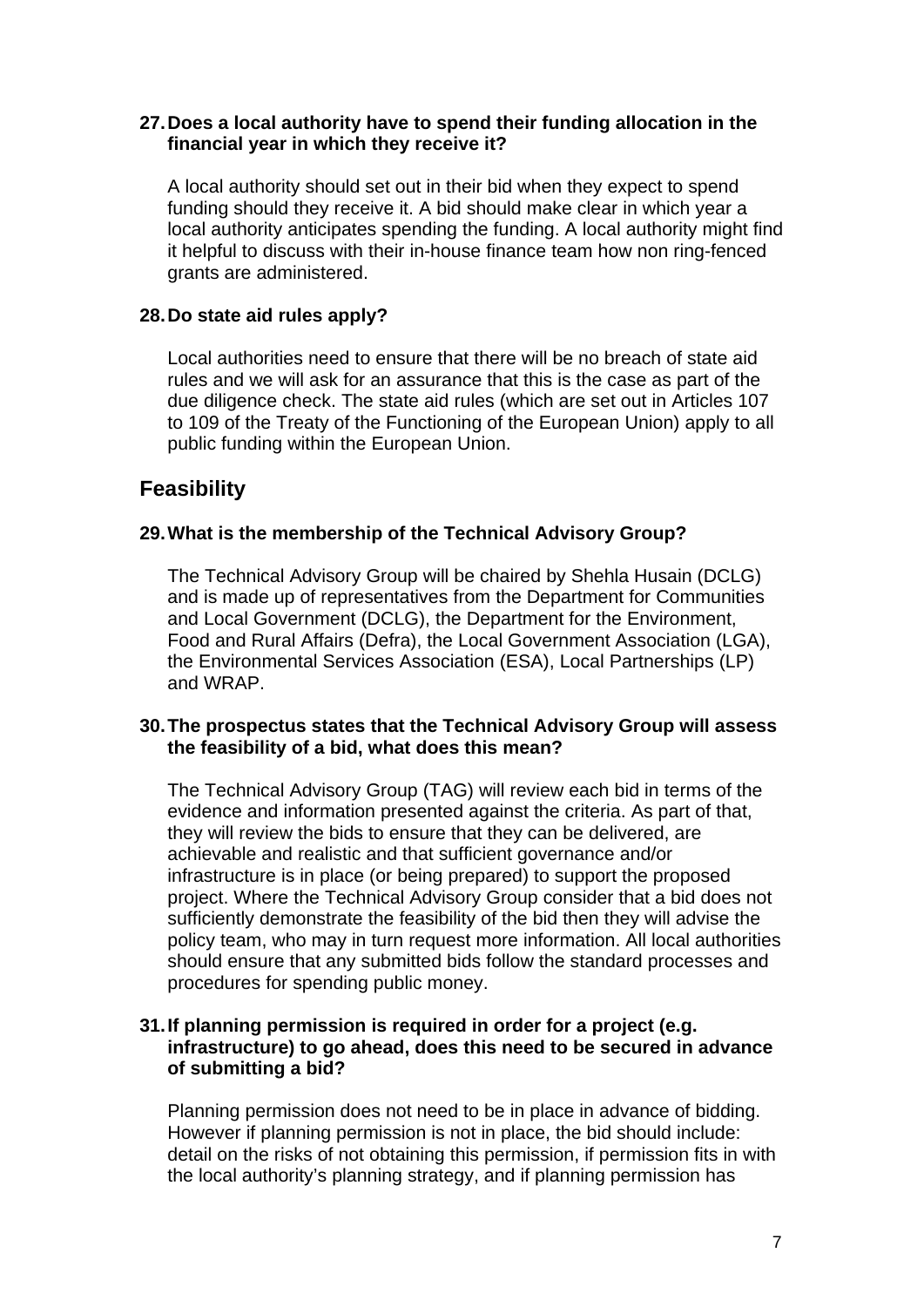**27. Does a local authority have to spend their funding allocation in the financial year in which they receive it?**

A local authority should set out in their bid when they expect to spend funding should they receive it. A bid should make clear in which year a local authority anticipates spending the funding. A local authority might find it helpful to discuss with their in-house finance team how non ring-fenced grants are administered.

**28. Do state aid rules apply?**

Local authorities need to ensure that there will be no breach of state aid rules and we will ask for an assurance that this is the case as part of the due diligence check. The state aid rules (which are set out in Articles 107 to 109 of the Treaty of the Functioning of the European Union) apply to all public funding within the European Union.

## Feasibility

**29. What is the membership of the Technical Advisory Group?**

The Technical Advisory Group will be chaired by Shehla Husain (DCLG) and is made up of representatives from the Department for Communities and Local Government (DCLG), the Department for the Environment, Food and Rural Affairs (Defra), the Local Government Association (LGA), the Environmental Services Association (ESA), Local Partnerships (LP) and WRAP.

**30. The prospectus states that the Technical Advisory Group will assess the feasibility of a bid, what does this mean?**

The Technical Advisory Group (TAG) will review each bid in terms of the evidence and information presented against the criteria. As part of that, they will review the bids to ensure that they can be delivered, are achievable and realistic and that sufficient governance and/or infrastructure is in place (or being prepared) to support the proposed project. Where the Technical Advisory Group consider that a bid does not sufficiently demonstrate the feasibility of the bid then they will advise the policy team, who may in turn request more information. All local authorities should ensure that any submitted bids follow the standard processes and procedures for spending public money.

**31. If planning permission is required in order for a project (e.g. infrastructure) to go ahead, does this need to be secured in advance of submitting a bid?**

Planning permission does not need to be in place in advance of bidding. However if planning permission is not in place, the bid should include: detail on the risks of not obtaining this permission, if permission fits in with the local authority's planning strategy, and if planning permission has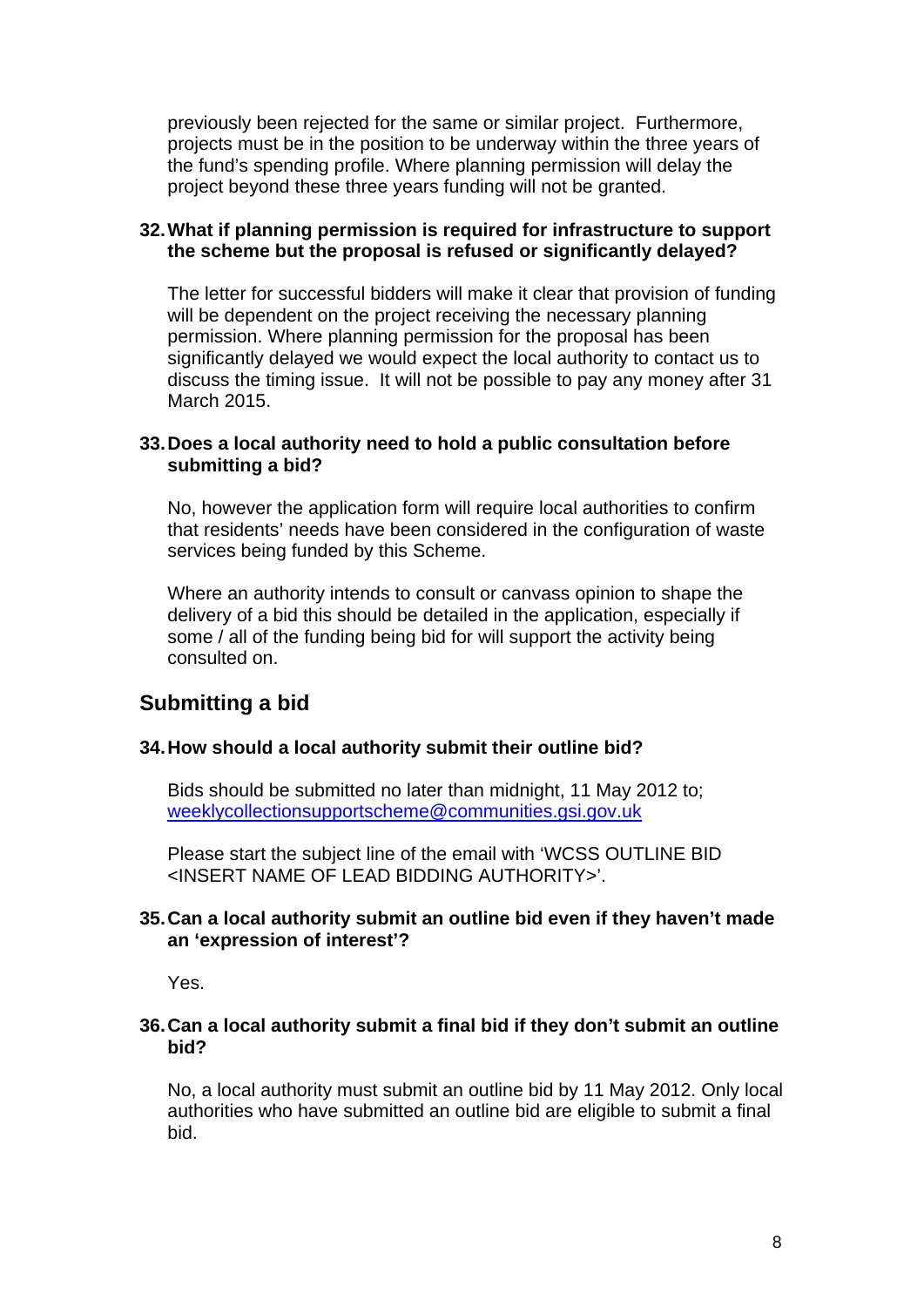previously been rejected for the same or similar project. Furthermore, projects must be in the position to be underway within the three years of the fund's spending profile. Where planning permission will delay the project beyond these three years funding will not be granted.

**32. What if planning permission is required for infrastructure to support the scheme but the proposal is refused or significantly delayed?**

The letter for successful bidders will make it clear that provision of funding will be dependent on the project receiving the necessary planning permission. Where planning permission for the proposal has been significantly delayed we would expect the local authority to contact us to discuss the timing issue. It will not be possible to pay any money after 31 March 2015.

**33. Does a local authority need to hold a public consultation before submitting a bid?**

No, however the application form will require local authorities to confirm that residents' needs have been considered in the configuration of waste services being funded by this Scheme.

Where an authority intends to consult or canvass opinion to shape the delivery of a bid this should be detailed in the application, especially if some / all of the funding being bid for will support the activity being consulted on.

## Submitting a bid

**34. How should a local authority submit their outline bid?**

Bids should be submitted no later than midnight, 11 May 2012 to; weeklycollectionsupportscheme@communities.gsi.gov.uk

Please start the subject line of the email with 'WCSS OUTLINE BID <INSERT NAME OF LEAD BIDDING AUTHORITY>'.

**35. Can a local authority submit an outline bid even if they haven't made an 'expression of interest'?**

Yes.

**36. Can a local authority submit a final bid if they don't submit an outline bid?**

No, a local authority must submit an outline bid by 11 May 2012. Only local authorities who have submitted an outline bid are eligible to submit a final bid.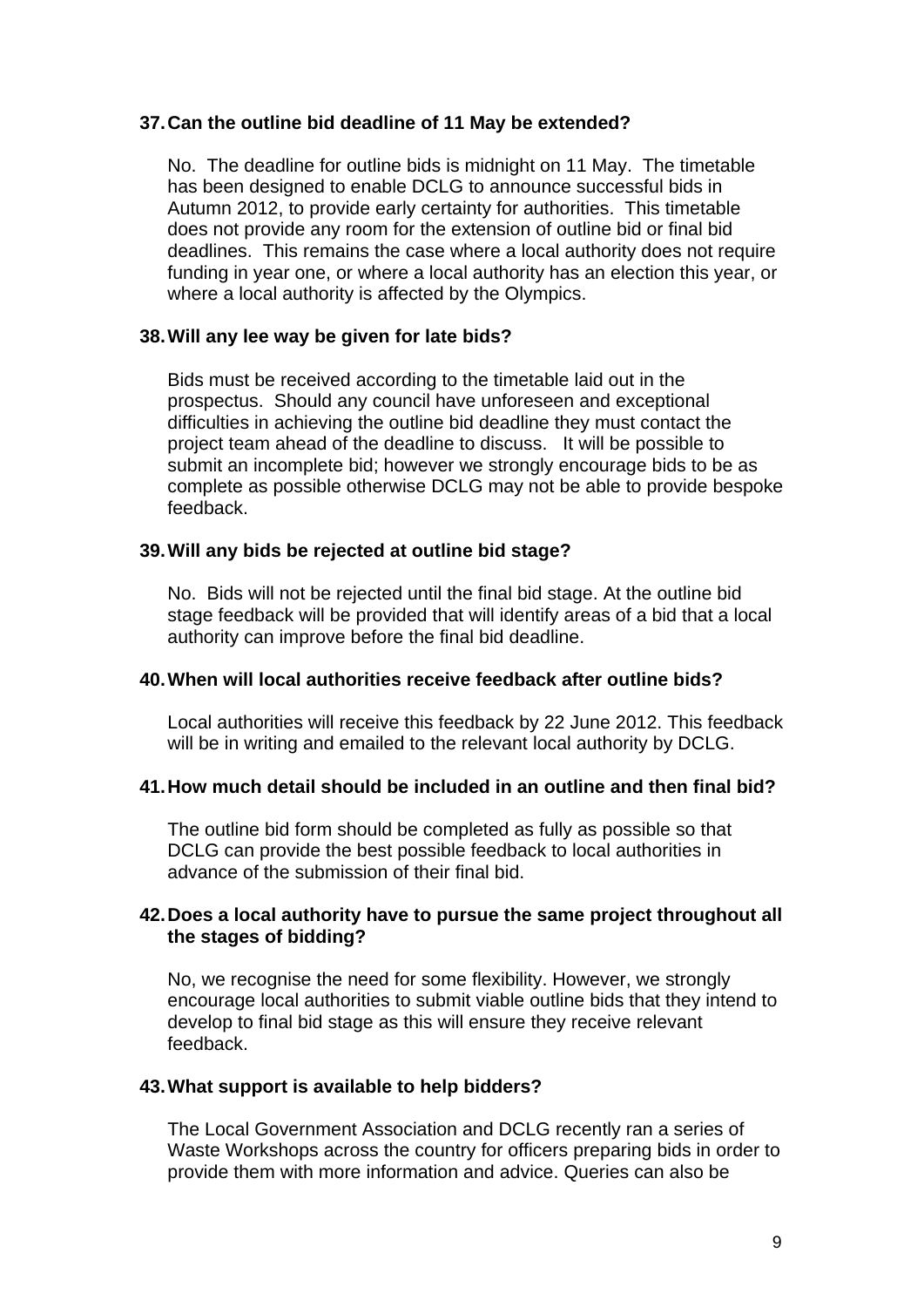**37. Can the outline bid deadline of 11 May be extended?**

No. The deadline for outline bids is midnight on 11 May. The timetable has been designed to enable DCLG to announce successful bids in Autumn 2012, to provide early certainty for authorities. This timetable does not provide any room for the extension of outline bid or final bid deadlines. This remains the case where a local authority does not require funding in year one, or where a local authority has an election this year, or where a local authority is affected by the Olympics.

**38. Will any lee way be given for late bids?**

Bids must be received according to the timetable laid out in the prospectus. Should any council have unforeseen and exceptional difficulties in achieving the outline bid deadline they must contact the project team ahead of the deadline to discuss. It will be possible to submit an incomplete bid; however we strongly encourage bids to be as complete as possible otherwise DCLG may not be able to provide bespoke feedback.

**39. Will any bids be rejected at outline bid stage?**

No. Bids will not be rejected until the final bid stage. At the outline bid stage feedback will be provided that will identify areas of a bid that a local authority can improve before the final bid deadline.

**40. When will local authorities receive feedback after outline bids?**

Local authorities will receive this feedback by 22 June 2012. This feedback will be in writing and emailed to the relevant local authority by DCLG.

**41. How much detail should be included in an outline and then final bid?**

The outline bid form should be completed as fully as possible so that DCLG can provide the best possible feedback to local authorities in advance of the submission of their final bid.

**42. Does a local authority have to pursue the same project throughout all the stages of bidding?**

No, we recognise the need for some flexibility. However, we strongly encourage local authorities to submit viable outline bids that they intend to develop to final bid stage as this will ensure they receive relevant feedback.

**43. What support is available to help bidders?**

The Local Government Association and DCLG recently ran a series of Waste Workshops across the country for officers preparing bids in order to provide them with more information and advice. Queries can also be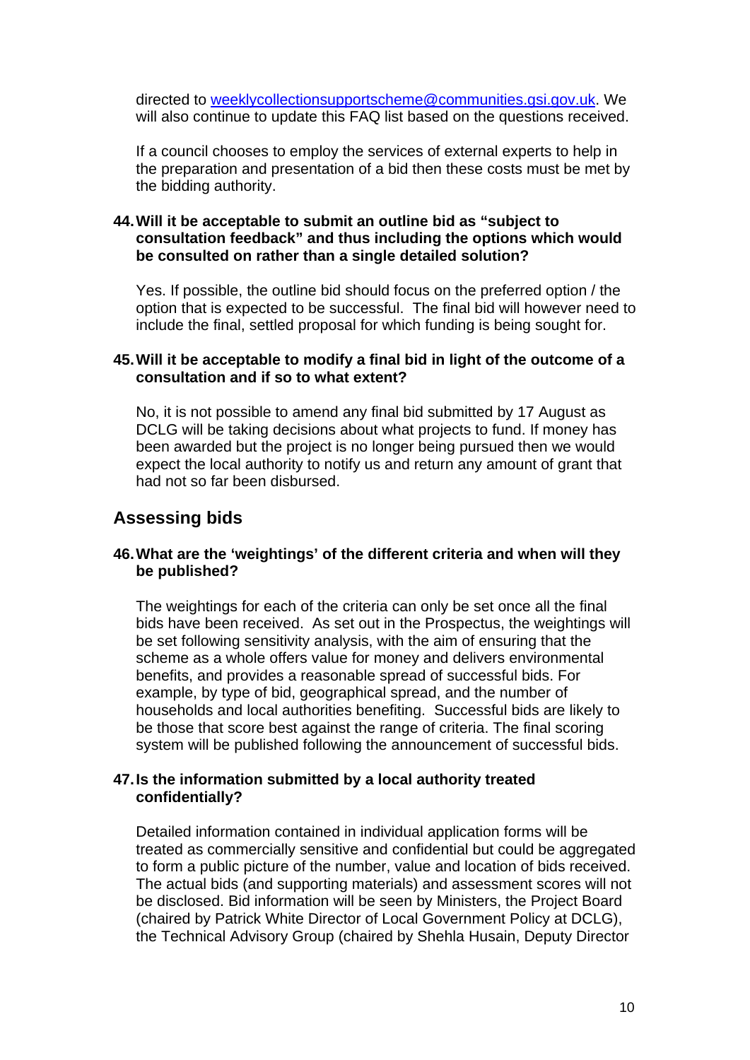directed to weeklycollectionsupportscheme@communities.gsi.gov.uk. We will also continue to update this FAQ list based on the questions received.

If a council chooses to employ the services of external experts to help in the preparation and presentation of a bid then these costs must be met by the bidding authority.

**44. Will it be acceptable to submit an outline bid as "subject to consultation feedback" and thus including the options which would be consulted on rather than a single detailed solution?**

Yes. If possible, the outline bid should focus on the preferred option / the option that is expected to be successful. The final bid will however need to include the final, settled proposal for which funding is being sought for.

**45. Will it be acceptable to modify a final bid in light of the outcome of a consultation and if so to what extent?**

No, it is not possible to amend any final bid submitted by 17 August as DCLG will be taking decisions about what projects to fund. If money has been awarded but the project is no longer being pursued then we would expect the local authority to notify us and return any amount of grant that had not so far been disbursed.

## Assessing bids

**46. What are the 'weightings' of the different criteria and when will they be published?**

The weightings for each of the criteria can only be set once all the final bids have been received. As set out in the Prospectus, the weightings will be set following sensitivity analysis, with the aim of ensuring that the scheme as a whole offers value for money and delivers environmental benefits, and provides a reasonable spread of successful bids. For example, by type of bid, geographical spread, and the number of households and local authorities benefiting. Successful bids are likely to be those that score best against the range of criteria. The final scoring system will be published following the announcement of successful bids.

**47. Is the information submitted by a local authority treated confidentially?**

Detailed information contained in individual application forms will be treated as commercially sensitive and confidential but could be aggregated to form a public picture of the number, value and location of bids received. The actual bids (and supporting materials) and assessment scores will not be disclosed. Bid information will be seen by Ministers, the Project Board (chaired by Patrick White Director of Local Government Policy at DCLG), the Technical Advisory Group (chaired by Shehla Husain, Deputy Director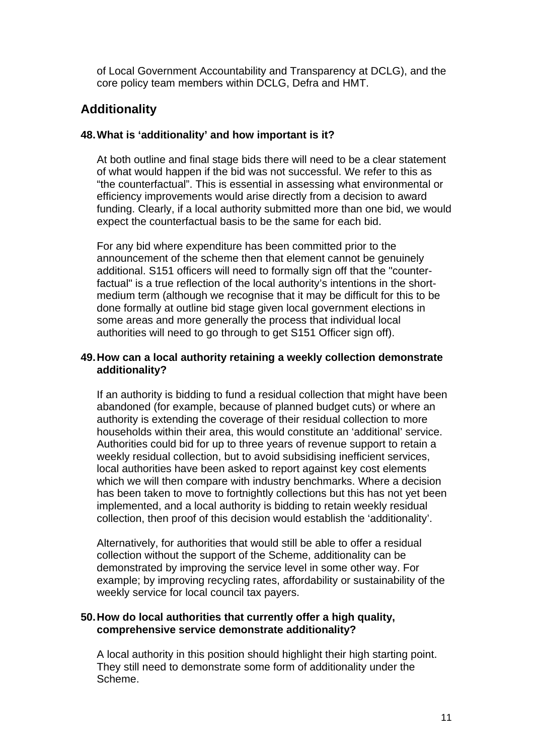of Local Government Accountability and Transparency at DCLG), and the core policy team members within DCLG, Defra and HMT.

## Additionality

### 48. What is 'additionality' and how important is it?

At both outline and final stage bids there will need to be a clear statement of what would happen if the bid was not successful. We refer to this as "the counterfactual". This is essential in assessing what environmental or efficiency improvements would arise directly from a decision to award funding. Clearly, if a local authority submitted more than one bid, we would expect the counterfactual basis to be the same for each bid.

For any bid where expenditure has been committed prior to the announcement of the scheme then that element cannot be genuinely additional. S151 officers will need to formally sign off that the "counter-factual" is a true reflection of the local authority's intentions in the short-medium term (although we recognise that it may be difficult for this to be done formally at outline bid stage given local government elections in some areas and more generally the process that individual local authorities will need to go through to get S151 Officer sign off).

### 49. How can a local authority retaining a weekly collection demonstrate additionality?

If an authority is bidding to fund a residual collection that might have been abandoned (for example, because of planned budget cuts) or where an authority is extending the coverage of their residual collection to more households within their area, this would constitute an 'additional' service. Authorities could bid for up to three years of revenue support to retain a weekly residual collection, but to avoid subsidising inefficient services, local authorities have been asked to report against key cost elements which we will then compare with industry benchmarks. Where a decision has been taken to move to fortnightly collections but this has not yet been implemented, and a local authority is bidding to retain weekly residual collection, then proof of this decision would establish the 'additionality'.

Alternatively, for authorities that would still be able to offer a residual collection without the support of the Scheme, additionality can be demonstrated by improving the service level in some other way. For example; by improving recycling rates, affordability or sustainability of the weekly service for local council tax payers.

### 50. How do local authorities that currently offer a high quality, comprehensive service demonstrate additionality?

A local authority in this position should highlight their high starting point. They still need to demonstrate some form of additionality under the Scheme.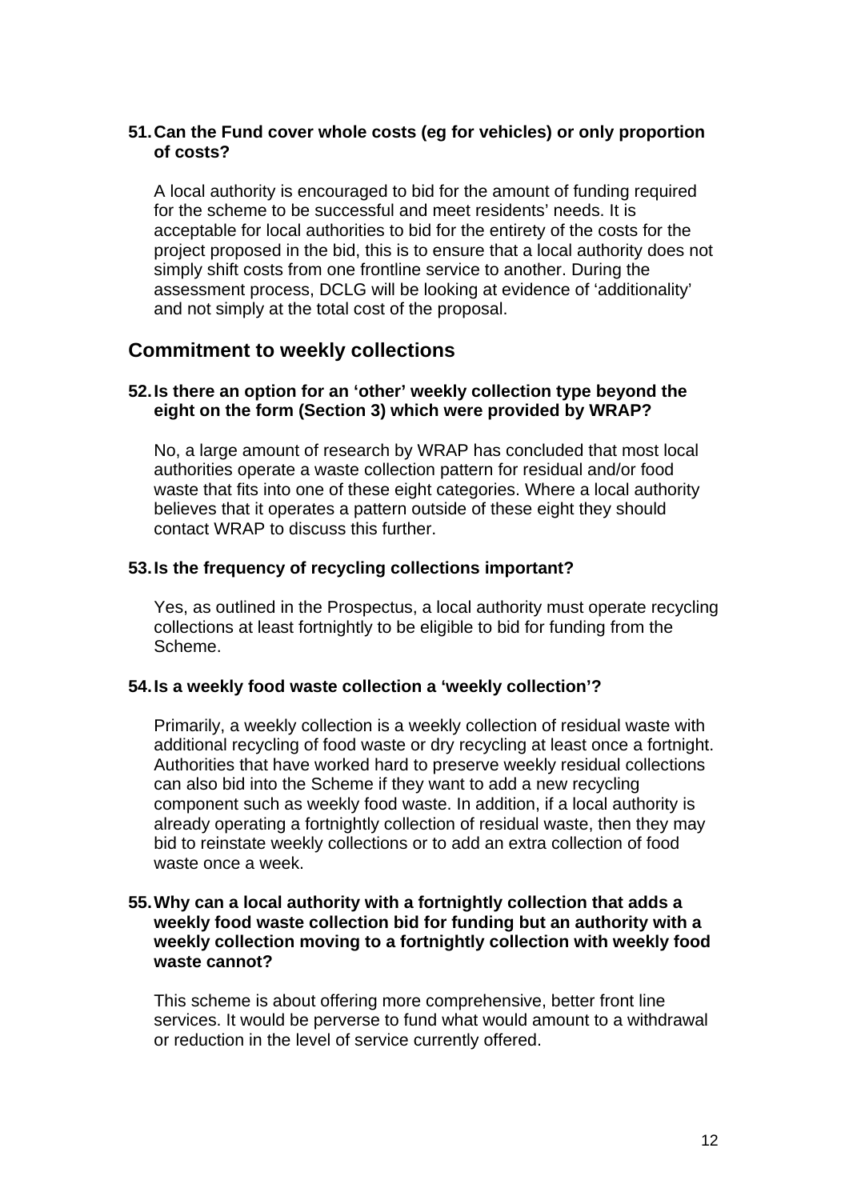**51. Can the Fund cover whole costs (eg for vehicles) or only proportion of costs?**

A local authority is encouraged to bid for the amount of funding required for the scheme to be successful and meet residents' needs. It is acceptable for local authorities to bid for the entirety of the costs for the project proposed in the bid, this is to ensure that a local authority does not simply shift costs from one frontline service to another. During the assessment process, DCLG will be looking at evidence of 'additionality' and not simply at the total cost of the proposal.

## Commitment to weekly collections

**52. Is there an option for an 'other' weekly collection type beyond the eight on the form (Section 3) which were provided by WRAP?**

No, a large amount of research by WRAP has concluded that most local authorities operate a waste collection pattern for residual and/or food waste that fits into one of these eight categories. Where a local authority believes that it operates a pattern outside of these eight they should contact WRAP to discuss this further.

**53. Is the frequency of recycling collections important?**

Yes, as outlined in the Prospectus, a local authority must operate recycling collections at least fortnightly to be eligible to bid for funding from the Scheme.

**54. Is a weekly food waste collection a 'weekly collection'?**

Primarily, a weekly collection is a weekly collection of residual waste with additional recycling of food waste or dry recycling at least once a fortnight. Authorities that have worked hard to preserve weekly residual collections can also bid into the Scheme if they want to add a new recycling component such as weekly food waste. In addition, if a local authority is already operating a fortnightly collection of residual waste, then they may bid to reinstate weekly collections or to add an extra collection of food waste once a week.

**55. Why can a local authority with a fortnightly collection that adds a weekly food waste collection bid for funding but an authority with a weekly collection moving to a fortnightly collection with weekly food waste cannot?**

This scheme is about offering more comprehensive, better front line services. It would be perverse to fund what would amount to a withdrawal or reduction in the level of service currently offered.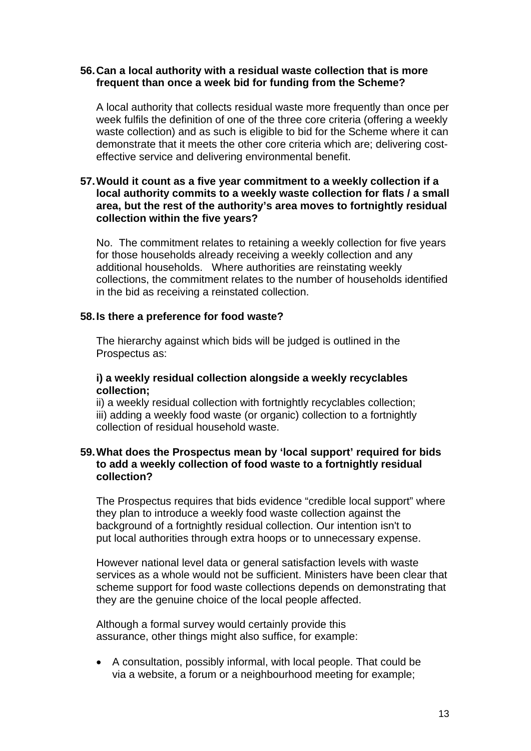**56. Can a local authority with a residual waste collection that is more frequent than once a week bid for funding from the Scheme?**

A local authority that collects residual waste more frequently than once per week fulfils the definition of one of the three core criteria (offering a weekly waste collection) and as such is eligible to bid for the Scheme where it can demonstrate that it meets the other core criteria which are; delivering cost-effective service and delivering environmental benefit.

**57. Would it count as a five year commitment to a weekly collection if a local authority commits to a weekly waste collection for flats / a small area, but the rest of the authority's area moves to fortnightly residual collection within the five years?**

No. The commitment relates to retaining a weekly collection for five years for those households already receiving a weekly collection and any additional households. Where authorities are reinstating weekly collections, the commitment relates to the number of households identified in the bid as receiving a reinstated collection.

**58. Is there a preference for food waste?**

The hierarchy against which bids will be judged is outlined in the Prospectus as:

**i) a weekly residual collection alongside a weekly recyclables collection;**
ii) a weekly residual collection with fortnightly recyclables collection;
iii) adding a weekly food waste (or organic) collection to a fortnightly collection of residual household waste.

**59. What does the Prospectus mean by 'local support' required for bids to add a weekly collection of food waste to a fortnightly residual collection?**

The Prospectus requires that bids evidence "credible local support" where they plan to introduce a weekly food waste collection against the background of a fortnightly residual collection. Our intention isn't to put local authorities through extra hoops or to unnecessary expense.

However national level data or general satisfaction levels with waste services as a whole would not be sufficient. Ministers have been clear that scheme support for food waste collections depends on demonstrating that they are the genuine choice of the local people affected.

Although a formal survey would certainly provide this assurance, other things might also suffice, for example:

- A consultation, possibly informal, with local people. That could be via a website, a forum or a neighbourhood meeting for example;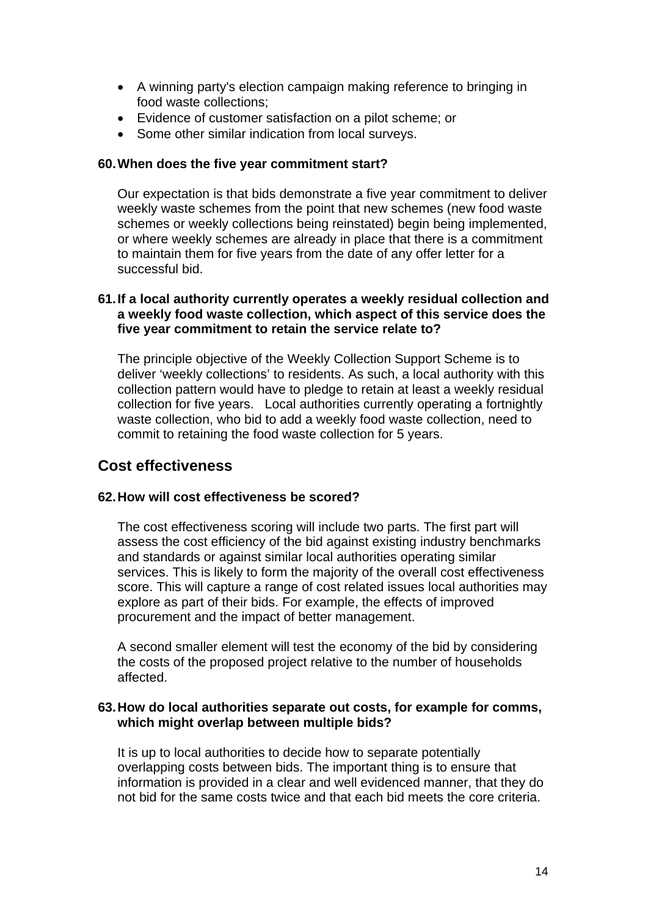- A winning party's election campaign making reference to bringing in food waste collections;
- Evidence of customer satisfaction on a pilot scheme; or
- Some other similar indication from local surveys.

**60. When does the five year commitment start?**

Our expectation is that bids demonstrate a five year commitment to deliver weekly waste schemes from the point that new schemes (new food waste schemes or weekly collections being reinstated) begin being implemented, or where weekly schemes are already in place that there is a commitment to maintain them for five years from the date of any offer letter for a successful bid.

**61. If a local authority currently operates a weekly residual collection and a weekly food waste collection, which aspect of this service does the five year commitment to retain the service relate to?**

The principle objective of the Weekly Collection Support Scheme is to deliver 'weekly collections' to residents. As such, a local authority with this collection pattern would have to pledge to retain at least a weekly residual collection for five years. Local authorities currently operating a fortnightly waste collection, who bid to add a weekly food waste collection, need to commit to retaining the food waste collection for 5 years.

## Cost effectiveness

**62. How will cost effectiveness be scored?**

The cost effectiveness scoring will include two parts. The first part will assess the cost efficiency of the bid against existing industry benchmarks and standards or against similar local authorities operating similar services. This is likely to form the majority of the overall cost effectiveness score. This will capture a range of cost related issues local authorities may explore as part of their bids. For example, the effects of improved procurement and the impact of better management.

A second smaller element will test the economy of the bid by considering the costs of the proposed project relative to the number of households affected.

**63. How do local authorities separate out costs, for example for comms, which might overlap between multiple bids?**

It is up to local authorities to decide how to separate potentially overlapping costs between bids. The important thing is to ensure that information is provided in a clear and well evidenced manner, that they do not bid for the same costs twice and that each bid meets the core criteria.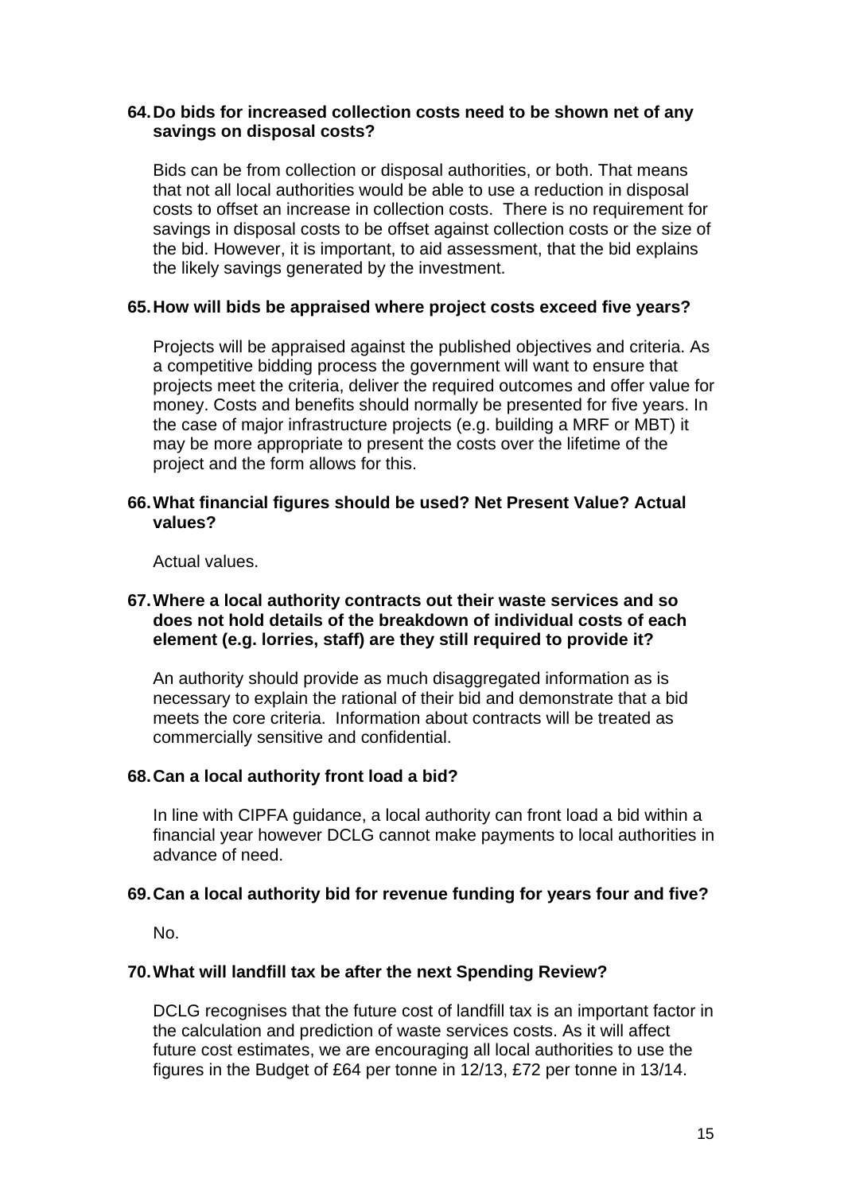**64. Do bids for increased collection costs need to be shown net of any savings on disposal costs?**

Bids can be from collection or disposal authorities, or both. That means that not all local authorities would be able to use a reduction in disposal costs to offset an increase in collection costs. There is no requirement for savings in disposal costs to be offset against collection costs or the size of the bid. However, it is important, to aid assessment, that the bid explains the likely savings generated by the investment.

**65. How will bids be appraised where project costs exceed five years?**

Projects will be appraised against the published objectives and criteria. As a competitive bidding process the government will want to ensure that projects meet the criteria, deliver the required outcomes and offer value for money. Costs and benefits should normally be presented for five years. In the case of major infrastructure projects (e.g. building a MRF or MBT) it may be more appropriate to present the costs over the lifetime of the project and the form allows for this.

**66. What financial figures should be used? Net Present Value? Actual values?**

Actual values.

**67. Where a local authority contracts out their waste services and so does not hold details of the breakdown of individual costs of each element (e.g. lorries, staff) are they still required to provide it?**

An authority should provide as much disaggregated information as is necessary to explain the rational of their bid and demonstrate that a bid meets the core criteria. Information about contracts will be treated as commercially sensitive and confidential.

**68. Can a local authority front load a bid?**

In line with CIPFA guidance, a local authority can front load a bid within a financial year however DCLG cannot make payments to local authorities in advance of need.

**69. Can a local authority bid for revenue funding for years four and five?**

No.

**70. What will landfill tax be after the next Spending Review?**

DCLG recognises that the future cost of landfill tax is an important factor in the calculation and prediction of waste services costs. As it will affect future cost estimates, we are encouraging all local authorities to use the figures in the Budget of £64 per tonne in 12/13, £72 per tonne in 13/14.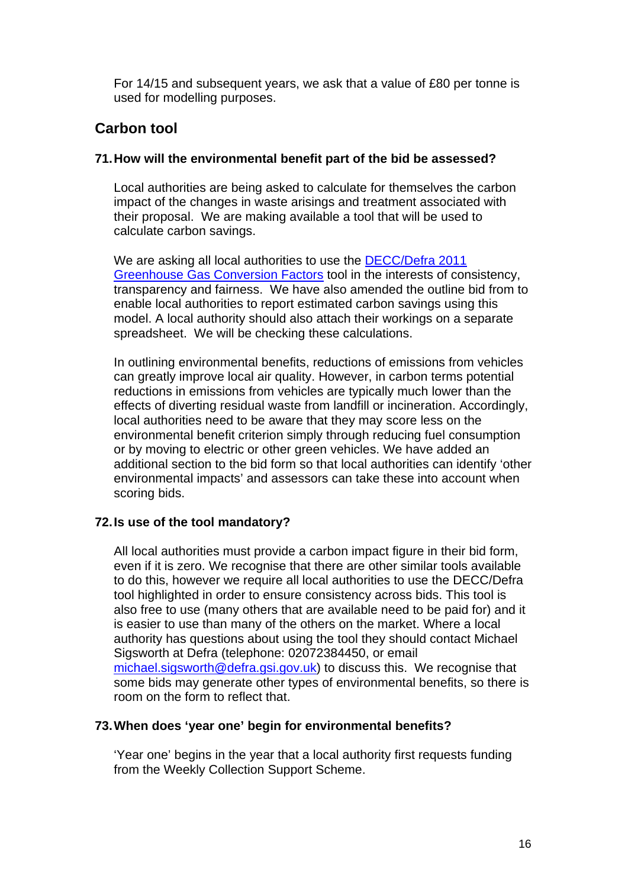For 14/15 and subsequent years, we ask that a value of £80 per tonne is used for modelling purposes.

## Carbon tool

### 71. How will the environmental benefit part of the bid be assessed?

Local authorities are being asked to calculate for themselves the carbon impact of the changes in waste arisings and treatment associated with their proposal. We are making available a tool that will be used to calculate carbon savings.

We are asking all local authorities to use the [DECC/Defra 2011 Greenhouse Gas Conversion Factors]() tool in the interests of consistency, transparency and fairness. We have also amended the outline bid from to enable local authorities to report estimated carbon savings using this model. A local authority should also attach their workings on a separate spreadsheet. We will be checking these calculations.

In outlining environmental benefits, reductions of emissions from vehicles can greatly improve local air quality. However, in carbon terms potential reductions in emissions from vehicles are typically much lower than the effects of diverting residual waste from landfill or incineration. Accordingly, local authorities need to be aware that they may score less on the environmental benefit criterion simply through reducing fuel consumption or by moving to electric or other green vehicles. We have added an additional section to the bid form so that local authorities can identify 'other environmental impacts' and assessors can take these into account when scoring bids.

### 72. Is use of the tool mandatory?

All local authorities must provide a carbon impact figure in their bid form, even if it is zero. We recognise that there are other similar tools available to do this, however we require all local authorities to use the DECC/Defra tool highlighted in order to ensure consistency across bids. This tool is also free to use (many others that are available need to be paid for) and it is easier to use than many of the others on the market. Where a local authority has questions about using the tool they should contact Michael Sigsworth at Defra (telephone: 02072384450, or email michael.sigsworth@defra.gsi.gov.uk) to discuss this. We recognise that some bids may generate other types of environmental benefits, so there is room on the form to reflect that.

### 73. When does 'year one' begin for environmental benefits?

'Year one' begins in the year that a local authority first requests funding from the Weekly Collection Support Scheme.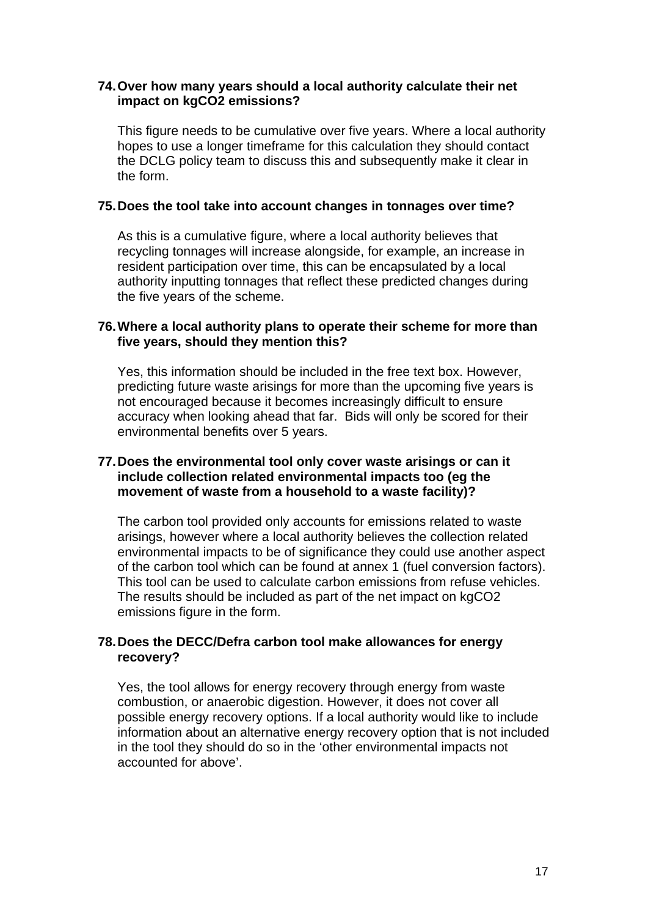**74. Over how many years should a local authority calculate their net impact on kgCO2 emissions?**

This figure needs to be cumulative over five years. Where a local authority hopes to use a longer timeframe for this calculation they should contact the DCLG policy team to discuss this and subsequently make it clear in the form.

**75. Does the tool take into account changes in tonnages over time?**

As this is a cumulative figure, where a local authority believes that recycling tonnages will increase alongside, for example, an increase in resident participation over time, this can be encapsulated by a local authority inputting tonnages that reflect these predicted changes during the five years of the scheme.

**76. Where a local authority plans to operate their scheme for more than five years, should they mention this?**

Yes, this information should be included in the free text box. However, predicting future waste arisings for more than the upcoming five years is not encouraged because it becomes increasingly difficult to ensure accuracy when looking ahead that far. Bids will only be scored for their environmental benefits over 5 years.

**77. Does the environmental tool only cover waste arisings or can it include collection related environmental impacts too (eg the movement of waste from a household to a waste facility)?**

The carbon tool provided only accounts for emissions related to waste arisings, however where a local authority believes the collection related environmental impacts to be of significance they could use another aspect of the carbon tool which can be found at annex 1 (fuel conversion factors). This tool can be used to calculate carbon emissions from refuse vehicles. The results should be included as part of the net impact on kgCO2 emissions figure in the form.

**78. Does the DECC/Defra carbon tool make allowances for energy recovery?**

Yes, the tool allows for energy recovery through energy from waste combustion, or anaerobic digestion. However, it does not cover all possible energy recovery options. If a local authority would like to include information about an alternative energy recovery option that is not included in the tool they should do so in the 'other environmental impacts not accounted for above'.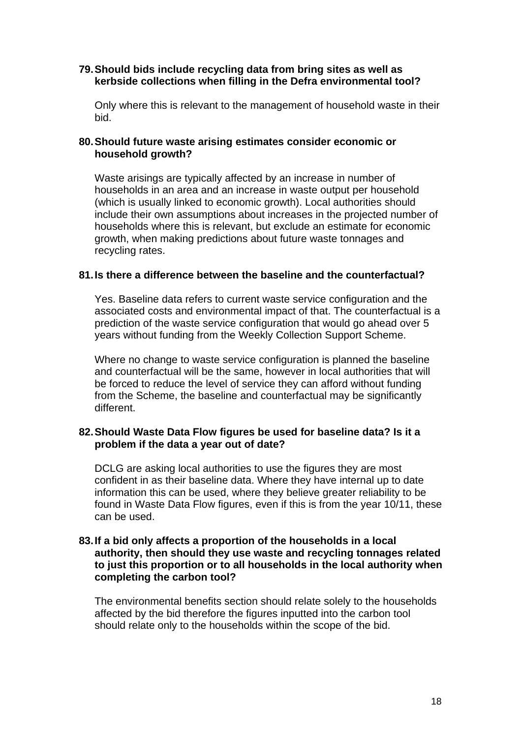**79. Should bids include recycling data from bring sites as well as kerbside collections when filling in the Defra environmental tool?**

Only where this is relevant to the management of household waste in their bid.

**80. Should future waste arising estimates consider economic or household growth?**

Waste arisings are typically affected by an increase in number of households in an area and an increase in waste output per household (which is usually linked to economic growth). Local authorities should include their own assumptions about increases in the projected number of households where this is relevant, but exclude an estimate for economic growth, when making predictions about future waste tonnages and recycling rates.

**81. Is there a difference between the baseline and the counterfactual?**

Yes. Baseline data refers to current waste service configuration and the associated costs and environmental impact of that. The counterfactual is a prediction of the waste service configuration that would go ahead over 5 years without funding from the Weekly Collection Support Scheme.

Where no change to waste service configuration is planned the baseline and counterfactual will be the same, however in local authorities that will be forced to reduce the level of service they can afford without funding from the Scheme, the baseline and counterfactual may be significantly different.

**82. Should Waste Data Flow figures be used for baseline data? Is it a problem if the data a year out of date?**

DCLG are asking local authorities to use the figures they are most confident in as their baseline data. Where they have internal up to date information this can be used, where they believe greater reliability to be found in Waste Data Flow figures, even if this is from the year 10/11, these can be used.

**83. If a bid only affects a proportion of the households in a local authority, then should they use waste and recycling tonnages related to just this proportion or to all households in the local authority when completing the carbon tool?**

The environmental benefits section should relate solely to the households affected by the bid therefore the figures inputted into the carbon tool should relate only to the households within the scope of the bid.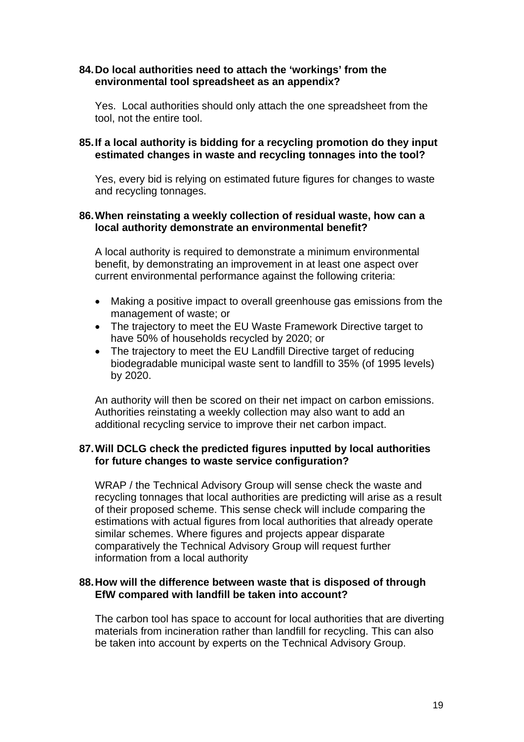**84. Do local authorities need to attach the 'workings' from the environmental tool spreadsheet as an appendix?**

Yes. Local authorities should only attach the one spreadsheet from the tool, not the entire tool.

**85. If a local authority is bidding for a recycling promotion do they input estimated changes in waste and recycling tonnages into the tool?**

Yes, every bid is relying on estimated future figures for changes to waste and recycling tonnages.

**86. When reinstating a weekly collection of residual waste, how can a local authority demonstrate an environmental benefit?**

A local authority is required to demonstrate a minimum environmental benefit, by demonstrating an improvement in at least one aspect over current environmental performance against the following criteria:

- Making a positive impact to overall greenhouse gas emissions from the management of waste; or
- The trajectory to meet the EU Waste Framework Directive target to have 50% of households recycled by 2020; or
- The trajectory to meet the EU Landfill Directive target of reducing biodegradable municipal waste sent to landfill to 35% (of 1995 levels) by 2020.

An authority will then be scored on their net impact on carbon emissions. Authorities reinstating a weekly collection may also want to add an additional recycling service to improve their net carbon impact.

**87. Will DCLG check the predicted figures inputted by local authorities for future changes to waste service configuration?**

WRAP / the Technical Advisory Group will sense check the waste and recycling tonnages that local authorities are predicting will arise as a result of their proposed scheme. This sense check will include comparing the estimations with actual figures from local authorities that already operate similar schemes. Where figures and projects appear disparate comparatively the Technical Advisory Group will request further information from a local authority

**88. How will the difference between waste that is disposed of through EfW compared with landfill be taken into account?**

The carbon tool has space to account for local authorities that are diverting materials from incineration rather than landfill for recycling. This can also be taken into account by experts on the Technical Advisory Group.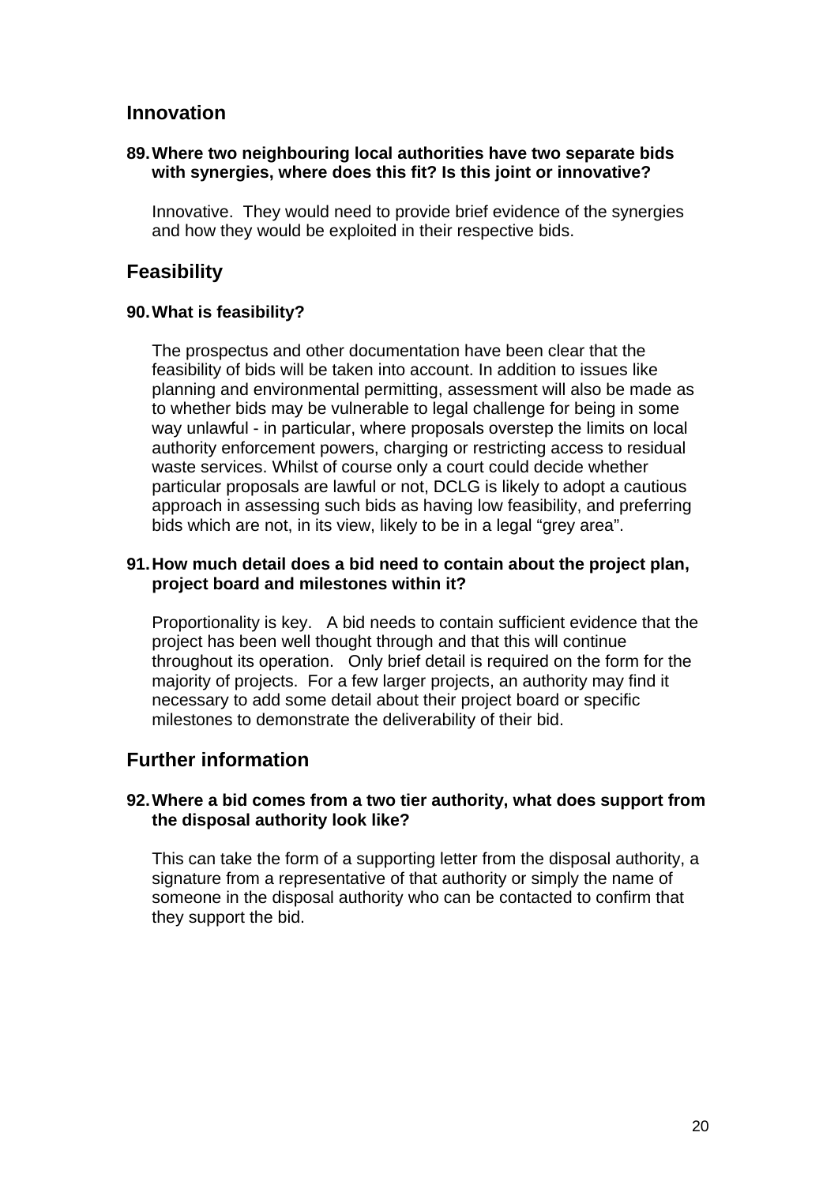## Innovation

**89. Where two neighbouring local authorities have two separate bids with synergies, where does this fit? Is this joint or innovative?**

Innovative. They would need to provide brief evidence of the synergies and how they would be exploited in their respective bids.

## Feasibility

**90. What is feasibility?**

The prospectus and other documentation have been clear that the feasibility of bids will be taken into account. In addition to issues like planning and environmental permitting, assessment will also be made as to whether bids may be vulnerable to legal challenge for being in some way unlawful - in particular, where proposals overstep the limits on local authority enforcement powers, charging or restricting access to residual waste services. Whilst of course only a court could decide whether particular proposals are lawful or not, DCLG is likely to adopt a cautious approach in assessing such bids as having low feasibility, and preferring bids which are not, in its view, likely to be in a legal "grey area".

**91. How much detail does a bid need to contain about the project plan, project board and milestones within it?**

Proportionality is key. A bid needs to contain sufficient evidence that the project has been well thought through and that this will continue throughout its operation. Only brief detail is required on the form for the majority of projects. For a few larger projects, an authority may find it necessary to add some detail about their project board or specific milestones to demonstrate the deliverability of their bid.

## Further information

**92. Where a bid comes from a two tier authority, what does support from the disposal authority look like?**

This can take the form of a supporting letter from the disposal authority, a signature from a representative of that authority or simply the name of someone in the disposal authority who can be contacted to confirm that they support the bid.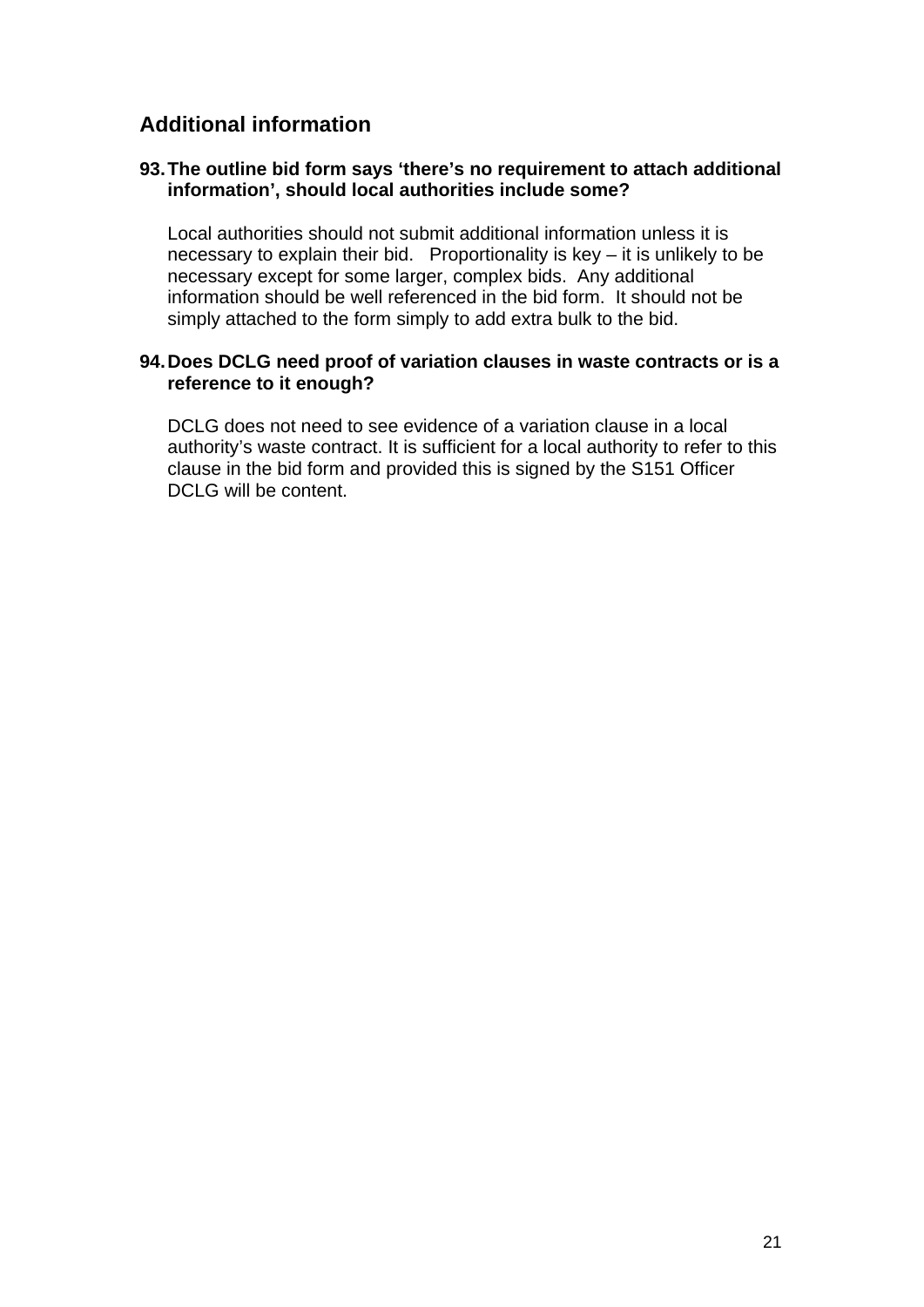## Additional information

**93. The outline bid form says 'there's no requirement to attach additional information', should local authorities include some?**

Local authorities should not submit additional information unless it is necessary to explain their bid. Proportionality is key – it is unlikely to be necessary except for some larger, complex bids. Any additional information should be well referenced in the bid form. It should not be simply attached to the form simply to add extra bulk to the bid.

**94. Does DCLG need proof of variation clauses in waste contracts or is a reference to it enough?**

DCLG does not need to see evidence of a variation clause in a local authority's waste contract. It is sufficient for a local authority to refer to this clause in the bid form and provided this is signed by the S151 Officer DCLG will be content.